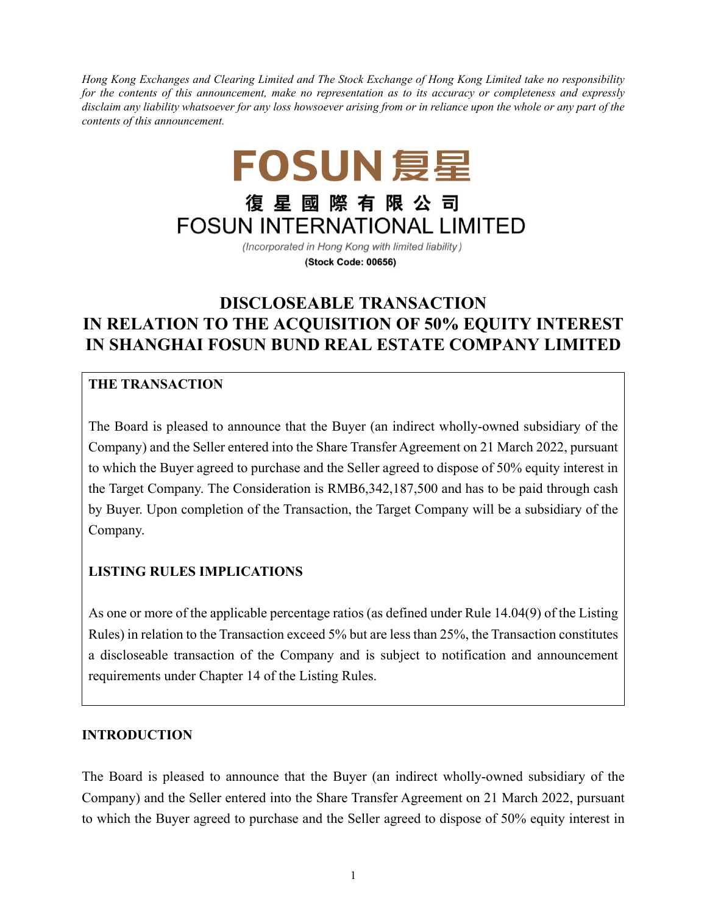*Hong Kong Exchanges and Clearing Limited and The Stock Exchange of Hong Kong Limited take no responsibility for the contents of this announcement, make no representation as to its accuracy or completeness and expressly disclaim any liability whatsoever for any loss howsoever arising from or in reliance upon the whole or any part of the contents of this announcement.*

FOSUN 复星

復星國際有限公司
FOSUN INTERNATIONAL LIMITED

*(Incorporated in Hong Kong with limited liability)*

**(Stock Code: 00656)**

# DISCLOSEABLE TRANSACTION IN RELATION TO THE ACQUISITION OF 50% EQUITY INTEREST IN SHANGHAI FOSUN BUND REAL ESTATE COMPANY LIMITED

**THE TRANSACTION**

The Board is pleased to announce that the Buyer (an indirect wholly-owned subsidiary of the Company) and the Seller entered into the Share Transfer Agreement on 21 March 2022, pursuant to which the Buyer agreed to purchase and the Seller agreed to dispose of 50% equity interest in the Target Company. The Consideration is RMB6,342,187,500 and has to be paid through cash by Buyer. Upon completion of the Transaction, the Target Company will be a subsidiary of the Company.

**LISTING RULES IMPLICATIONS**

As one or more of the applicable percentage ratios (as defined under Rule 14.04(9) of the Listing Rules) in relation to the Transaction exceed 5% but are less than 25%, the Transaction constitutes a discloseable transaction of the Company and is subject to notification and announcement requirements under Chapter 14 of the Listing Rules.

## INTRODUCTION

The Board is pleased to announce that the Buyer (an indirect wholly-owned subsidiary of the Company) and the Seller entered into the Share Transfer Agreement on 21 March 2022, pursuant to which the Buyer agreed to purchase and the Seller agreed to dispose of 50% equity interest in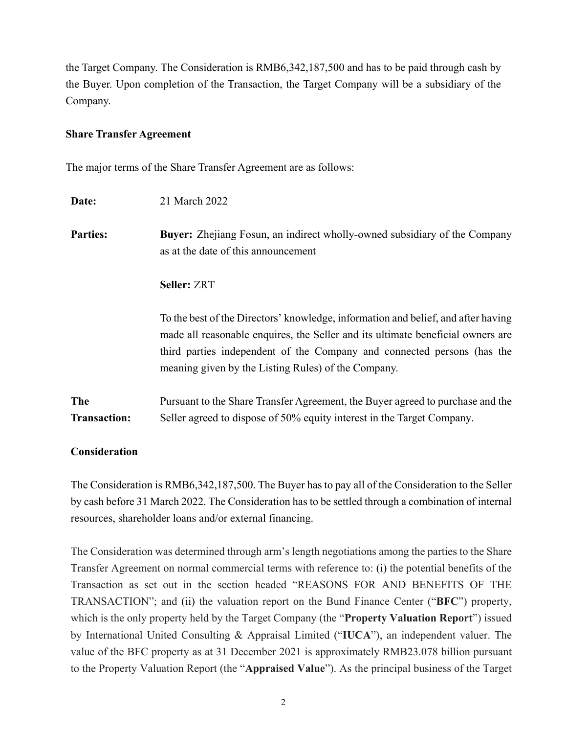the Target Company. The Consideration is RMB6,342,187,500 and has to be paid through cash by the Buyer. Upon completion of the Transaction, the Target Company will be a subsidiary of the Company.

**Share Transfer Agreement**

The major terms of the Share Transfer Agreement are as follows:

| | |
|---|---|
| **Date:** | 21 March 2022 |
| **Parties:** | **Buyer:** Zhejiang Fosun, an indirect wholly-owned subsidiary of the Company as at the date of this announcement |
| | **Seller:** ZRT |
| | To the best of the Directors' knowledge, information and belief, and after having made all reasonable enquires, the Seller and its ultimate beneficial owners are third parties independent of the Company and connected persons (has the meaning given by the Listing Rules) of the Company. |
| **The Transaction:** | Pursuant to the Share Transfer Agreement, the Buyer agreed to purchase and the Seller agreed to dispose of 50% equity interest in the Target Company. |

**Consideration**

The Consideration is RMB6,342,187,500. The Buyer has to pay all of the Consideration to the Seller by cash before 31 March 2022. The Consideration has to be settled through a combination of internal resources, shareholder loans and/or external financing.

The Consideration was determined through arm's length negotiations among the parties to the Share Transfer Agreement on normal commercial terms with reference to: (i) the potential benefits of the Transaction as set out in the section headed "REASONS FOR AND BENEFITS OF THE TRANSACTION"; and (ii) the valuation report on the Bund Finance Center ("**BFC**") property, which is the only property held by the Target Company (the "**Property Valuation Report**") issued by International United Consulting & Appraisal Limited ("**IUCA**"), an independent valuer. The value of the BFC property as at 31 December 2021 is approximately RMB23.078 billion pursuant to the Property Valuation Report (the "**Appraised Value**"). As the principal business of the Target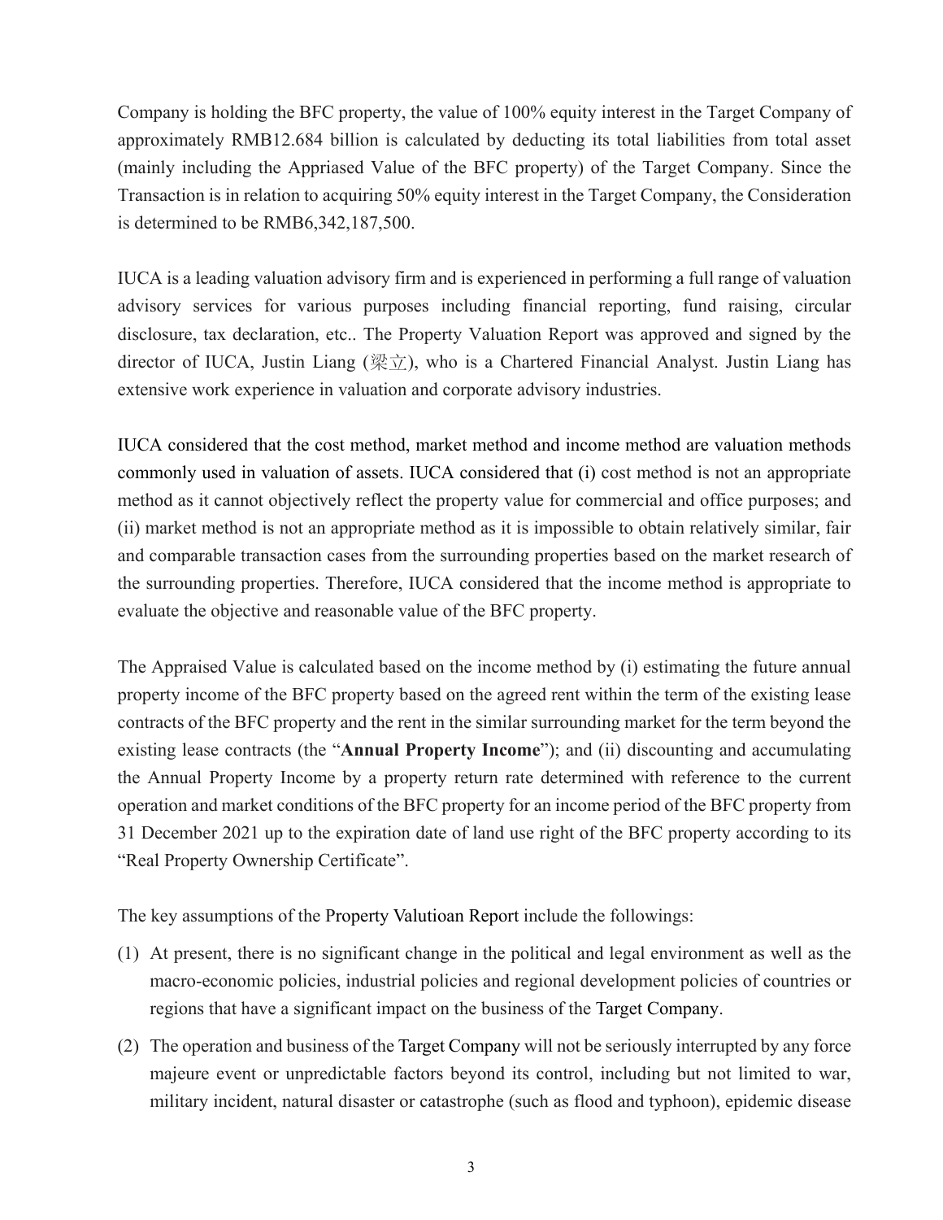Company is holding the BFC property, the value of 100% equity interest in the Target Company of approximately RMB12.684 billion is calculated by deducting its total liabilities from total asset (mainly including the Appraised Value of the BFC property) of the Target Company. Since the Transaction is in relation to acquiring 50% equity interest in the Target Company, the Consideration is determined to be RMB6,342,187,500.

IUCA is a leading valuation advisory firm and is experienced in performing a full range of valuation advisory services for various purposes including financial reporting, fund raising, circular disclosure, tax declaration, etc.. The Property Valuation Report was approved and signed by the director of IUCA, Justin Liang (梁立), who is a Chartered Financial Analyst. Justin Liang has extensive work experience in valuation and corporate advisory industries.

IUCA considered that the cost method, market method and income method are valuation methods commonly used in valuation of assets. IUCA considered that (i) cost method is not an appropriate method as it cannot objectively reflect the property value for commercial and office purposes; and (ii) market method is not an appropriate method as it is impossible to obtain relatively similar, fair and comparable transaction cases from the surrounding properties based on the market research of the surrounding properties. Therefore, IUCA considered that the income method is appropriate to evaluate the objective and reasonable value of the BFC property.

The Appraised Value is calculated based on the income method by (i) estimating the future annual property income of the BFC property based on the agreed rent within the term of the existing lease contracts of the BFC property and the rent in the similar surrounding market for the term beyond the existing lease contracts (the "**Annual Property Income**"); and (ii) discounting and accumulating the Annual Property Income by a property return rate determined with reference to the current operation and market conditions of the BFC property for an income period of the BFC property from 31 December 2021 up to the expiration date of land use right of the BFC property according to its "Real Property Ownership Certificate".

The key assumptions of the Property Valutioan Report include the followings:

(1) At present, there is no significant change in the political and legal environment as well as the macro-economic policies, industrial policies and regional development policies of countries or regions that have a significant impact on the business of the Target Company.

(2) The operation and business of the Target Company will not be seriously interrupted by any force majeure event or unpredictable factors beyond its control, including but not limited to war, military incident, natural disaster or catastrophe (such as flood and typhoon), epidemic disease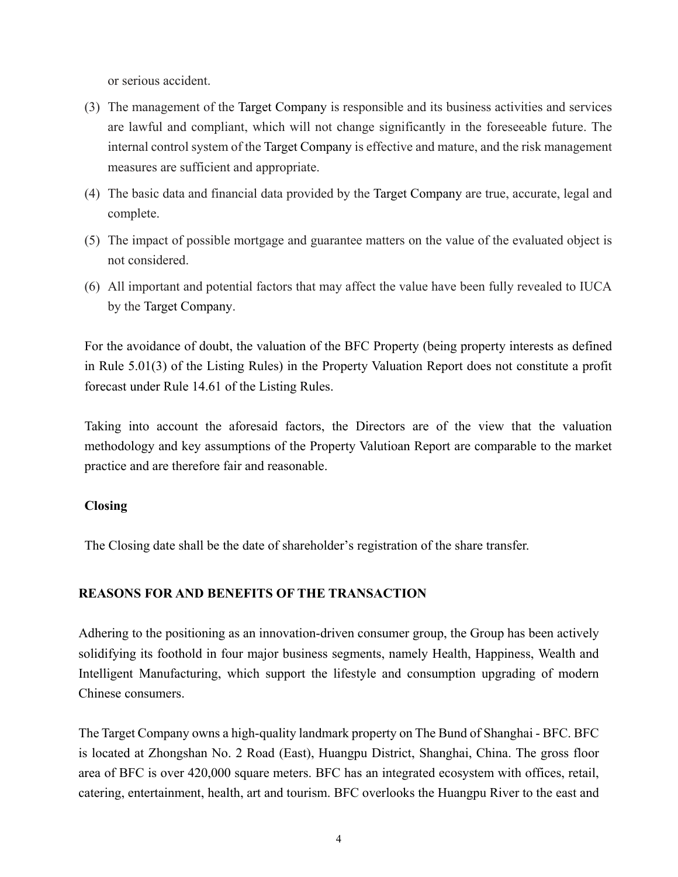or serious accident.

(3) The management of the Target Company is responsible and its business activities and services are lawful and compliant, which will not change significantly in the foreseeable future. The internal control system of the Target Company is effective and mature, and the risk management measures are sufficient and appropriate.

(4) The basic data and financial data provided by the Target Company are true, accurate, legal and complete.

(5) The impact of possible mortgage and guarantee matters on the value of the evaluated object is not considered.

(6) All important and potential factors that may affect the value have been fully revealed to IUCA by the Target Company.

For the avoidance of doubt, the valuation of the BFC Property (being property interests as defined in Rule 5.01(3) of the Listing Rules) in the Property Valuation Report does not constitute a profit forecast under Rule 14.61 of the Listing Rules.

Taking into account the aforesaid factors, the Directors are of the view that the valuation methodology and key assumptions of the Property Valutioan Report are comparable to the market practice and are therefore fair and reasonable.

**Closing**

The Closing date shall be the date of shareholder's registration of the share transfer.

## REASONS FOR AND BENEFITS OF THE TRANSACTION

Adhering to the positioning as an innovation-driven consumer group, the Group has been actively solidifying its foothold in four major business segments, namely Health, Happiness, Wealth and Intelligent Manufacturing, which support the lifestyle and consumption upgrading of modern Chinese consumers.

The Target Company owns a high-quality landmark property on The Bund of Shanghai - BFC. BFC is located at Zhongshan No. 2 Road (East), Huangpu District, Shanghai, China. The gross floor area of BFC is over 420,000 square meters. BFC has an integrated ecosystem with offices, retail, catering, entertainment, health, art and tourism. BFC overlooks the Huangpu River to the east and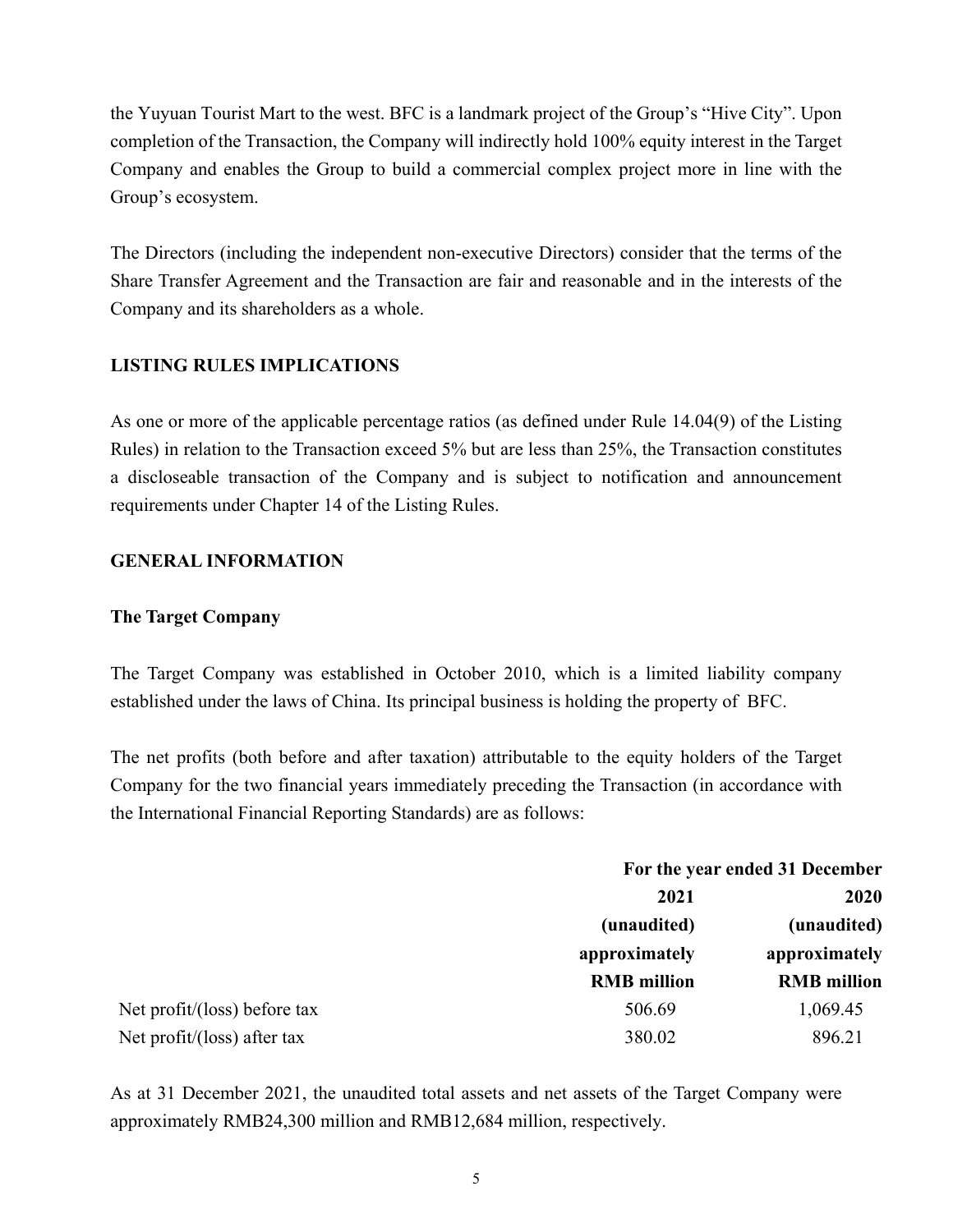the Yuyuan Tourist Mart to the west. BFC is a landmark project of the Group's "Hive City". Upon completion of the Transaction, the Company will indirectly hold 100% equity interest in the Target Company and enables the Group to build a commercial complex project more in line with the Group's ecosystem.

The Directors (including the independent non-executive Directors) consider that the terms of the Share Transfer Agreement and the Transaction are fair and reasonable and in the interests of the Company and its shareholders as a whole.

## LISTING RULES IMPLICATIONS

As one or more of the applicable percentage ratios (as defined under Rule 14.04(9) of the Listing Rules) in relation to the Transaction exceed 5% but are less than 25%, the Transaction constitutes a discloseable transaction of the Company and is subject to notification and announcement requirements under Chapter 14 of the Listing Rules.

## GENERAL INFORMATION

### The Target Company

The Target Company was established in October 2010, which is a limited liability company established under the laws of China. Its principal business is holding the property of BFC.

The net profits (both before and after taxation) attributable to the equity holders of the Target Company for the two financial years immediately preceding the Transaction (in accordance with the International Financial Reporting Standards) are as follows:

| | For the year ended 31 December | |
|---|---|---|
| | **2021** | **2020** |
| | **(unaudited)** | **(unaudited)** |
| | **approximately** | **approximately** |
| | **RMB million** | **RMB million** |
| Net profit/(loss) before tax | 506.69 | 1,069.45 |
| Net profit/(loss) after tax | 380.02 | 896.21 |

As at 31 December 2021, the unaudited total assets and net assets of the Target Company were approximately RMB24,300 million and RMB12,684 million, respectively.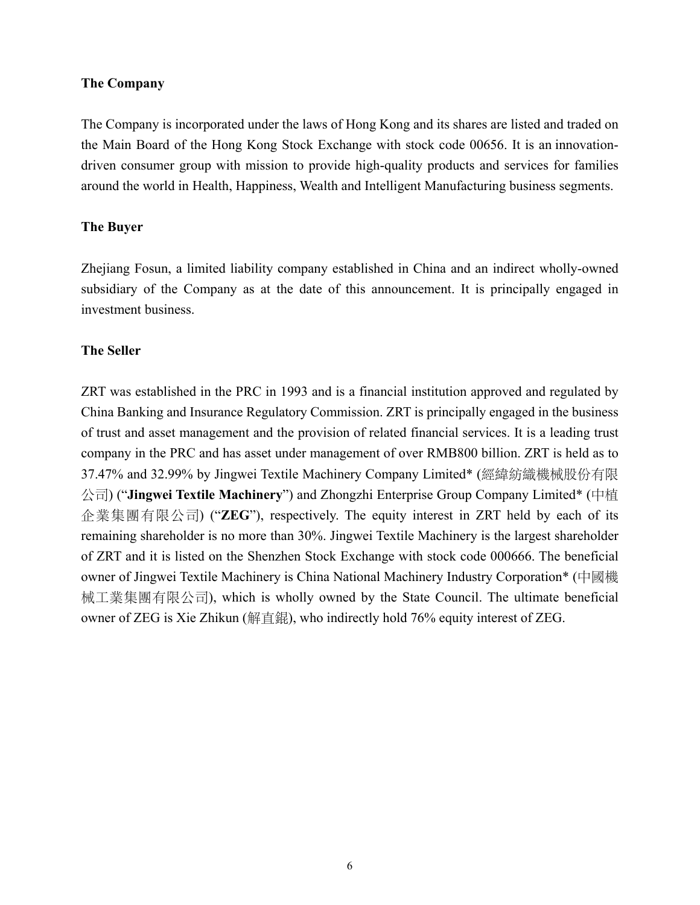**The Company**

The Company is incorporated under the laws of Hong Kong and its shares are listed and traded on the Main Board of the Hong Kong Stock Exchange with stock code 00656. It is an innovation-driven consumer group with mission to provide high-quality products and services for families around the world in Health, Happiness, Wealth and Intelligent Manufacturing business segments.

**The Buyer**

Zhejiang Fosun, a limited liability company established in China and an indirect wholly-owned subsidiary of the Company as at the date of this announcement. It is principally engaged in investment business.

**The Seller**

ZRT was established in the PRC in 1993 and is a financial institution approved and regulated by China Banking and Insurance Regulatory Commission. ZRT is principally engaged in the business of trust and asset management and the provision of related financial services. It is a leading trust company in the PRC and has asset under management of over RMB800 billion. ZRT is held as to 37.47% and 32.99% by Jingwei Textile Machinery Company Limited* (經緯紡織機械股份有限公司) ("**Jingwei Textile Machinery**") and Zhongzhi Enterprise Group Company Limited* (中植企業集團有限公司) ("**ZEG**"), respectively. The equity interest in ZRT held by each of its remaining shareholder is no more than 30%. Jingwei Textile Machinery is the largest shareholder of ZRT and it is listed on the Shenzhen Stock Exchange with stock code 000666. The beneficial owner of Jingwei Textile Machinery is China National Machinery Industry Corporation* (中國機械工業集團有限公司), which is wholly owned by the State Council. The ultimate beneficial owner of ZEG is Xie Zhikun (解直錕), who indirectly hold 76% equity interest of ZEG.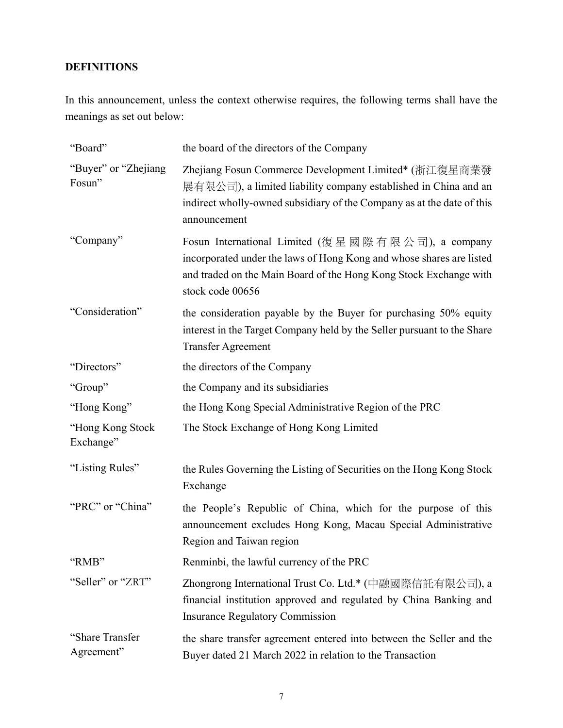**DEFINITIONS**

In this announcement, unless the context otherwise requires, the following terms shall have the meanings as set out below:

| | |
|---|---|
| "Board" | the board of the directors of the Company |
| "Buyer" or "Zhejiang Fosun" | Zhejiang Fosun Commerce Development Limited* (浙江復星商業發展有限公司), a limited liability company established in China and an indirect wholly-owned subsidiary of the Company as at the date of this announcement |
| "Company" | Fosun International Limited (復星國際有限公司), a company incorporated under the laws of Hong Kong and whose shares are listed and traded on the Main Board of the Hong Kong Stock Exchange with stock code 00656 |
| "Consideration" | the consideration payable by the Buyer for purchasing 50% equity interest in the Target Company held by the Seller pursuant to the Share Transfer Agreement |
| "Directors" | the directors of the Company |
| "Group" | the Company and its subsidiaries |
| "Hong Kong" | the Hong Kong Special Administrative Region of the PRC |
| "Hong Kong Stock Exchange" | The Stock Exchange of Hong Kong Limited |
| "Listing Rules" | the Rules Governing the Listing of Securities on the Hong Kong Stock Exchange |
| "PRC" or "China" | the People's Republic of China, which for the purpose of this announcement excludes Hong Kong, Macau Special Administrative Region and Taiwan region |
| "RMB" | Renminbi, the lawful currency of the PRC |
| "Seller" or "ZRT" | Zhongrong International Trust Co. Ltd.* (中融國際信託有限公司), a financial institution approved and regulated by China Banking and Insurance Regulatory Commission |
| "Share Transfer Agreement" | the share transfer agreement entered into between the Seller and the Buyer dated 21 March 2022 in relation to the Transaction |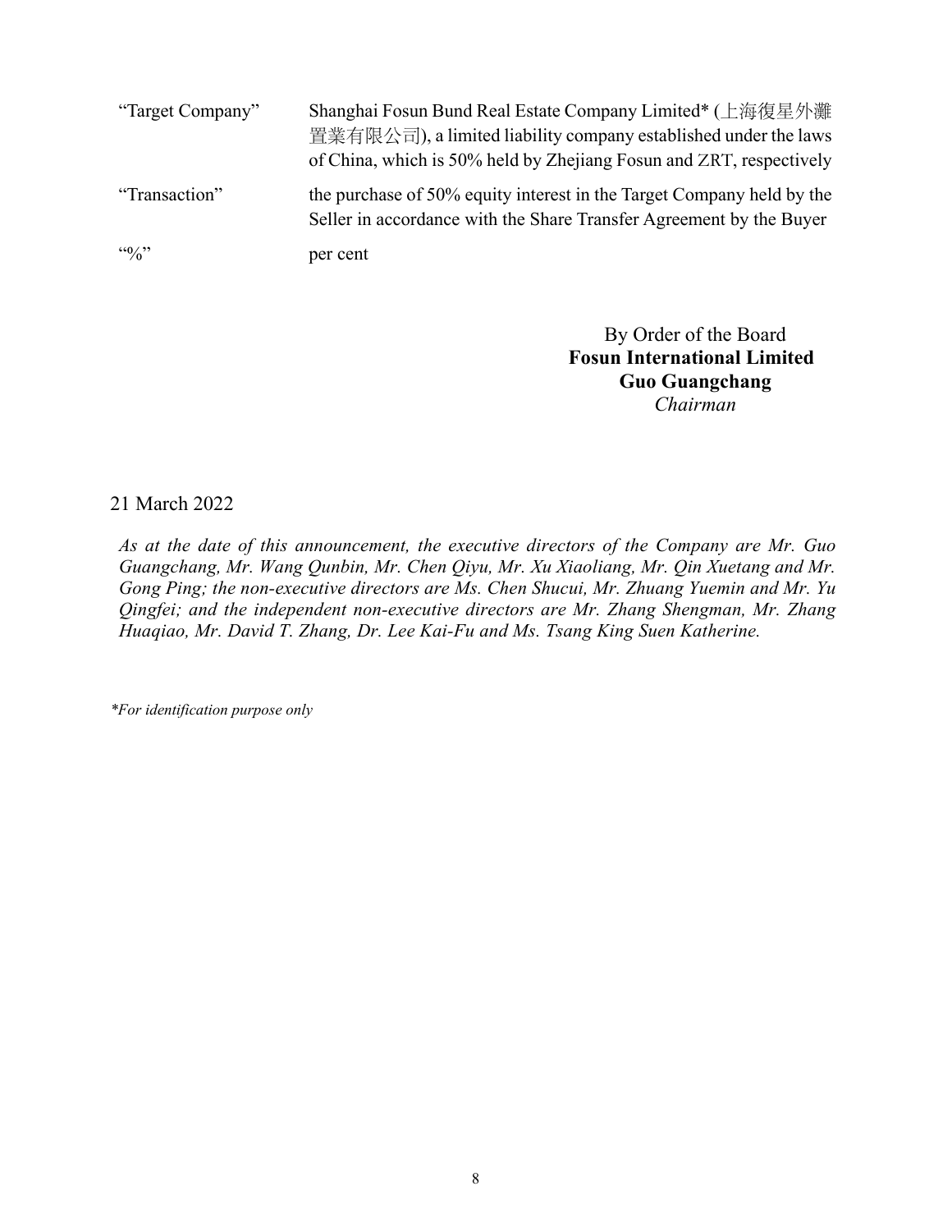| | |
|---|---|
| "Target Company" | Shanghai Fosun Bund Real Estate Company Limited* (上海復星外灘置業有限公司), a limited liability company established under the laws of China, which is 50% held by Zhejiang Fosun and ZRT, respectively |
| "Transaction" | the purchase of 50% equity interest in the Target Company held by the Seller in accordance with the Share Transfer Agreement by the Buyer |
| "%" | per cent |

By Order of the Board
**Fosun International Limited**
**Guo Guangchang**
*Chairman*

21 March 2022

*As at the date of this announcement, the executive directors of the Company are Mr. Guo Guangchang, Mr. Wang Qunbin, Mr. Chen Qiyu, Mr. Xu Xiaoliang, Mr. Qin Xuetang and Mr. Gong Ping; the non-executive directors are Ms. Chen Shucui, Mr. Zhuang Yuemin and Mr. Yu Qingfei; and the independent non-executive directors are Mr. Zhang Shengman, Mr. Zhang Huaqiao, Mr. David T. Zhang, Dr. Lee Kai-Fu and Ms. Tsang King Suen Katherine.*

*\*For identification purpose only*